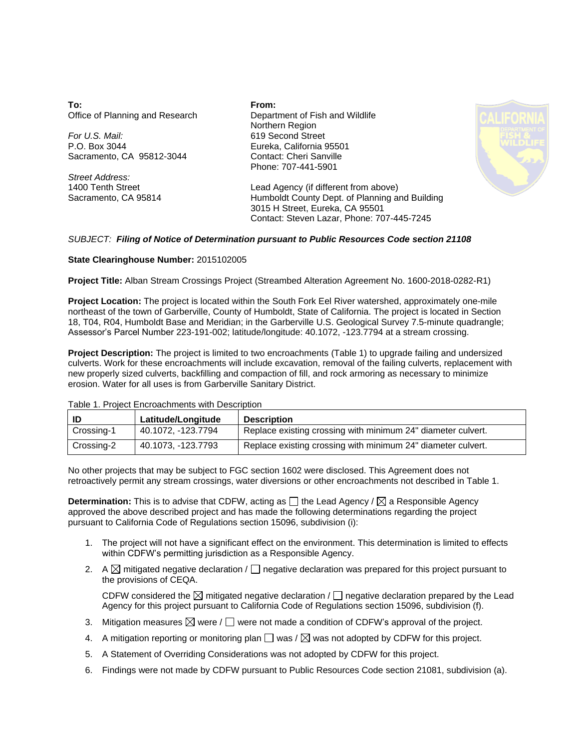**To:**
Office of Planning and Research

*For U.S. Mail:*
P.O. Box 3044
Sacramento, CA 95812-3044

*Street Address:*
1400 Tenth Street
Sacramento, CA 95814

**From:**
Department of Fish and Wildlife
Northern Region
619 Second Street
Eureka, California 95501
Contact: Cheri Sanville
Phone: 707-441-5901

Lead Agency (if different from above)
Humboldt County Dept. of Planning and Building
3015 H Street, Eureka, CA 95501
Contact: Steven Lazar, Phone: 707-445-7245

*SUBJECT:* ***Filing of Notice of Determination pursuant to Public Resources Code section 21108***

**State Clearinghouse Number:** 2015102005

**Project Title:** Alban Stream Crossings Project (Streambed Alteration Agreement No. 1600-2018-0282-R1)

**Project Location:** The project is located within the South Fork Eel River watershed, approximately one-mile northeast of the town of Garberville, County of Humboldt, State of California. The project is located in Section 18, T04, R04, Humboldt Base and Meridian; in the Garberville U.S. Geological Survey 7.5-minute quadrangle; Assessor's Parcel Number 223-191-002; latitude/longitude: 40.1072, -123.7794 at a stream crossing.

**Project Description:** The project is limited to two encroachments (Table 1) to upgrade failing and undersized culverts. Work for these encroachments will include excavation, removal of the failing culverts, replacement with new properly sized culverts, backfilling and compaction of fill, and rock armoring as necessary to minimize erosion. Water for all uses is from Garberville Sanitary District.

Table 1. Project Encroachments with Description

| ID | Latitude/Longitude | Description |
|---|---|---|
| Crossing-1 | 40.1072, -123.7794 | Replace existing crossing with minimum 24" diameter culvert. |
| Crossing-2 | 40.1073, -123.7793 | Replace existing crossing with minimum 24" diameter culvert. |

No other projects that may be subject to FGC section 1602 were disclosed. This Agreement does not retroactively permit any stream crossings, water diversions or other encroachments not described in Table 1.

**Determination:** This is to advise that CDFW, acting as ☐ the Lead Agency / ☒ a Responsible Agency approved the above described project and has made the following determinations regarding the project pursuant to California Code of Regulations section 15096, subdivision (i):

1. The project will not have a significant effect on the environment. This determination is limited to effects within CDFW's permitting jurisdiction as a Responsible Agency.
2. A ☒ mitigated negative declaration / ☐ negative declaration was prepared for this project pursuant to the provisions of CEQA.

   CDFW considered the ☒ mitigated negative declaration / ☐ negative declaration prepared by the Lead Agency for this project pursuant to California Code of Regulations section 15096, subdivision (f).
3. Mitigation measures ☒ were / ☐ were not made a condition of CDFW's approval of the project.
4. A mitigation reporting or monitoring plan ☐ was / ☒ was not adopted by CDFW for this project.
5. A Statement of Overriding Considerations was not adopted by CDFW for this project.
6. Findings were not made by CDFW pursuant to Public Resources Code section 21081, subdivision (a).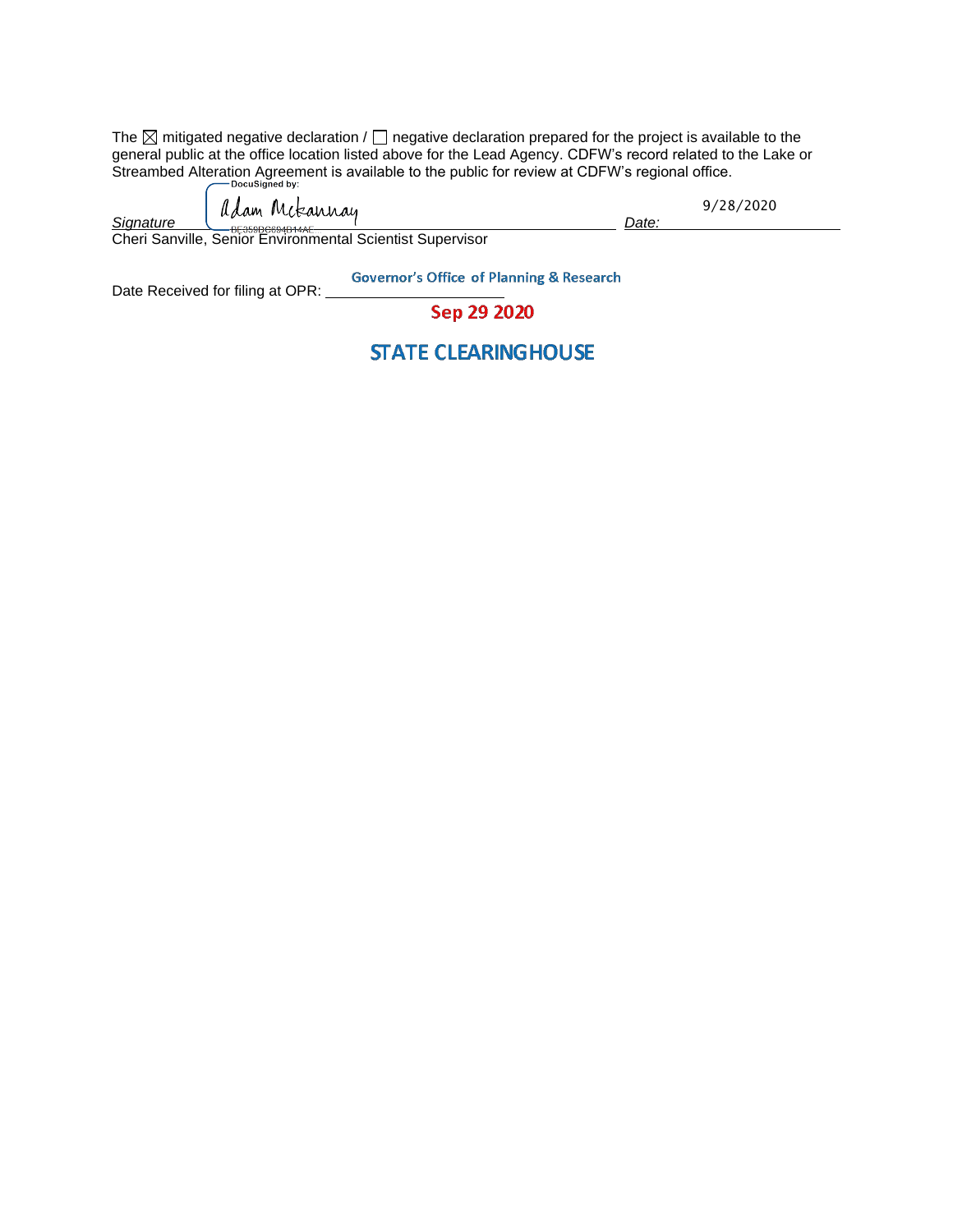The ☒ mitigated negative declaration / ☐ negative declaration prepared for the project is available to the general public at the office location listed above for the Lead Agency. CDFW's record related to the Lake or Streambed Alteration Agreement is available to the public for review at CDFW's regional office.

DocuSigned by:

*Signature* Adam McKannay  
BE359DC694B14AE

*Date:* 9/28/2020

Cheri Sanville, Senior Environmental Scientist Supervisor

Date Received for filing at OPR: Governor's Office of Planning & Research

Sep 29 2020

STATE CLEARINGHOUSE